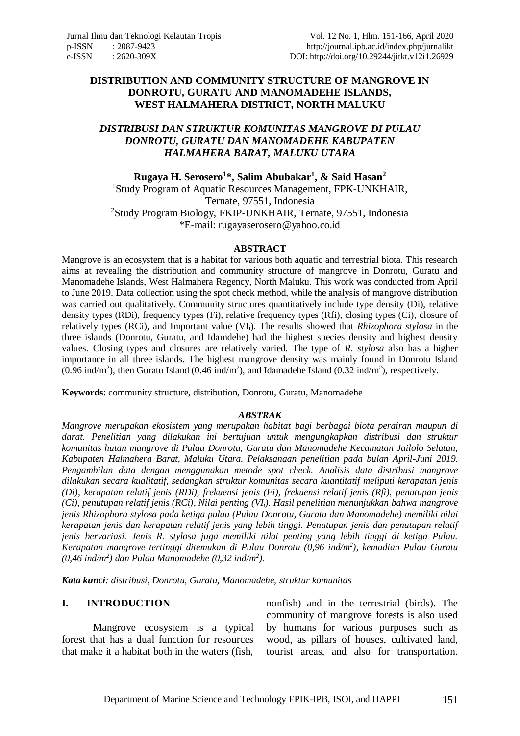# DISTRIBUTION AND COMMUNITY STRUCTURE OF MANGROVE IN DONROTU, GURATU AND MANOMADEHE ISLANDS, WEST HALMAHERA DISTRICT, NORTH MALUKU

## *DISTRIBUSI DAN STRUKTUR KOMUNITAS MANGROVE DI PULAU DONROTU, GURATU DAN MANOMADEHE KABUPATEN HALMAHERA BARAT, MALUKU UTARA*

**Rugaya H. Serosero[1]\*, Salim Abubakar[1], & Said Hasan[2]**

[1]Study Program of Aquatic Resources Management, FPK-UNKHAIR, Ternate, 97551, Indonesia

[2]Study Program Biology, FKIP-UNKHAIR, Ternate, 97551, Indonesia

\*E-mail: rugayaserosero@yahoo.co.id

### ABSTRACT

Mangrove is an ecosystem that is a habitat for various both aquatic and terrestrial biota. This research aims at revealing the distribution and community structure of mangrove in Donrotu, Guratu and Manomadehe Islands, West Halmahera Regency, North Maluku. This work was conducted from April to June 2019. Data collection using the spot check method, while the analysis of mangrove distribution was carried out qualitatively. Community structures quantitatively include type density (Di), relative density types (RDi), frequency types (Fi), relative frequency types (Rfi), closing types (Ci), closure of relatively types (RCi), and Important value ($VI_i$). The results showed that *Rhizophora stylosa* in the three islands (Donrotu, Guratu, and Idamdehe) had the highest species density and highest density values. Closing types and closures are relatively varied. The type of *R. stylosa* also has a higher importance in all three islands. The highest mangrove density was mainly found in Donrotu Island (0.96 ind/m$^2$), then Guratu Island (0.46 ind/m$^2$), and Idamadehe Island (0.32 ind/m$^2$), respectively.

**Keywords**: community structure, distribution, Donrotu, Guratu, Manomadehe

### *ABSTRAK*

*Mangrove merupakan ekosistem yang merupakan habitat bagi berbagai biota perairan maupun di darat. Penelitian yang dilakukan ini bertujuan untuk mengungkapkan distribusi dan struktur komunitas hutan mangrove di Pulau Donrotu, Guratu dan Manomadehe Kecamatan Jailolo Selatan, Kabupaten Halmahera Barat, Maluku Utara. Pelaksanaan penelitian pada bulan April-Juni 2019. Pengambilan data dengan menggunakan metode spot check. Analisis data distribusi mangrove dilakukan secara kualitatif, sedangkan struktur komunitas secara kuantitatif meliputi kerapatan jenis (Di), kerapatan relatif jenis (RDi), frekuensi jenis (Fi), frekuensi relatif jenis (Rfi), penutupan jenis (Ci), penutupan relatif jenis (RCi), Nilai penting ($VI_i$). Hasil penelitian menunjukkan bahwa mangrove jenis Rhizophora stylosa pada ketiga pulau (Pulau Donrotu, Guratu dan Manomadehe) memiliki nilai kerapatan jenis dan kerapatan relatif jenis yang lebih tinggi. Penutupan jenis dan penutupan relatif jenis bervariasi. Jenis R. stylosa juga memiliki nilai penting yang lebih tinggi di ketiga Pulau. Kerapatan mangrove tertinggi ditemukan di Pulau Donrotu (0,96 ind/m$^2$), kemudian Pulau Guratu (0,46 ind/m$^2$) dan Pulau Manomadehe (0,32 ind/m$^2$).*

***Kata kunci**: distribusi, Donrotu, Guratu, Manomadehe, struktur komunitas*

## I. INTRODUCTION

Mangrove ecosystem is a typical forest that has a dual function for resources that make it a habitat both in the waters (fish, nonfish) and in the terrestrial (birds). The community of mangrove forests is also used by humans for various purposes such as wood, as pillars of houses, cultivated land, tourist areas, and also for transportation.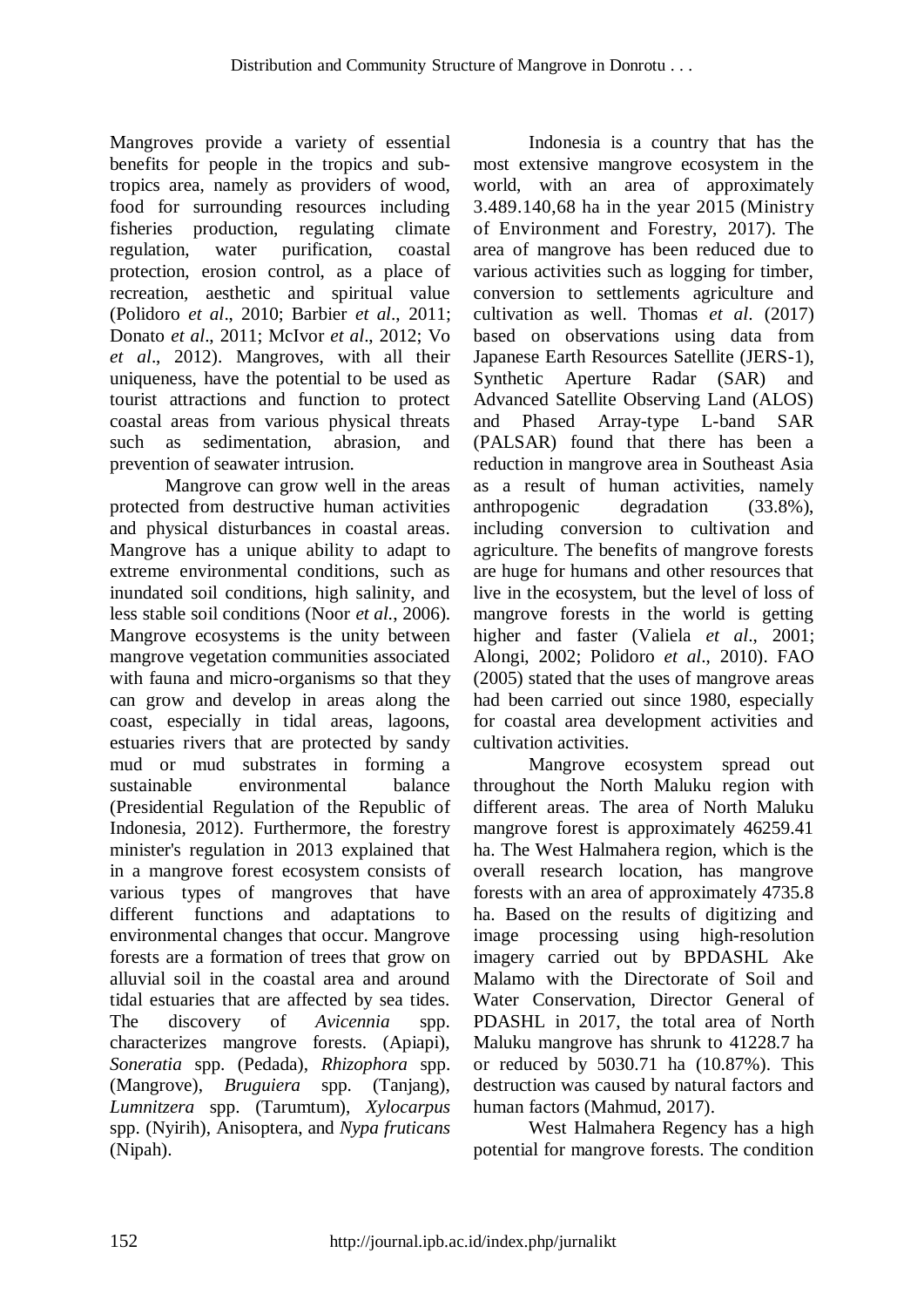Mangroves provide a variety of essential benefits for people in the tropics and sub-tropics area, namely as providers of wood, food for surrounding resources including fisheries production, regulating climate regulation, water purification, coastal protection, erosion control, as a place of recreation, aesthetic and spiritual value (Polidoro *et al*., 2010; Barbier *et al*., 2011; Donato *et al*., 2011; McIvor *et al*., 2012; Vo *et al*., 2012). Mangroves, with all their uniqueness, have the potential to be used as tourist attractions and function to protect coastal areas from various physical threats such as sedimentation, abrasion, and prevention of seawater intrusion.

Mangrove can grow well in the areas protected from destructive human activities and physical disturbances in coastal areas. Mangrove has a unique ability to adapt to extreme environmental conditions, such as inundated soil conditions, high salinity, and less stable soil conditions (Noor *et al.*, 2006). Mangrove ecosystems is the unity between mangrove vegetation communities associated with fauna and micro-organisms so that they can grow and develop in areas along the coast, especially in tidal areas, lagoons, estuaries rivers that are protected by sandy mud or mud substrates in forming a sustainable environmental balance (Presidential Regulation of the Republic of Indonesia, 2012). Furthermore, the forestry minister's regulation in 2013 explained that in a mangrove forest ecosystem consists of various types of mangroves that have different functions and adaptations to environmental changes that occur. Mangrove forests are a formation of trees that grow on alluvial soil in the coastal area and around tidal estuaries that are affected by sea tides. The discovery of *Avicennia* spp. characterizes mangrove forests. (Apiapi), *Soneratia* spp. (Pedada), *Rhizophora* spp. (Mangrove), *Bruguiera* spp. (Tanjang), *Lumnitzera* spp. (Tarumtum), *Xylocarpus* spp. (Nyirih), Anisoptera, and *Nypa fruticans* (Nipah).

Indonesia is a country that has the most extensive mangrove ecosystem in the world, with an area of approximately 3.489.140,68 ha in the year 2015 (Ministry of Environment and Forestry, 2017). The area of mangrove has been reduced due to various activities such as logging for timber, conversion to settlements agriculture and cultivation as well. Thomas *et al*. (2017) based on observations using data from Japanese Earth Resources Satellite (JERS-1), Synthetic Aperture Radar (SAR) and Advanced Satellite Observing Land (ALOS) and Phased Array-type L-band SAR (PALSAR) found that there has been a reduction in mangrove area in Southeast Asia as a result of human activities, namely anthropogenic degradation (33.8%), including conversion to cultivation and agriculture. The benefits of mangrove forests are huge for humans and other resources that live in the ecosystem, but the level of loss of mangrove forests in the world is getting higher and faster (Valiela *et al*., 2001; Alongi, 2002; Polidoro *et al*., 2010). FAO (2005) stated that the uses of mangrove areas had been carried out since 1980, especially for coastal area development activities and cultivation activities.

Mangrove ecosystem spread out throughout the North Maluku region with different areas. The area of North Maluku mangrove forest is approximately 46259.41 ha. The West Halmahera region, which is the overall research location, has mangrove forests with an area of approximately 4735.8 ha. Based on the results of digitizing and image processing using high-resolution imagery carried out by BPDASHL Ake Malamo with the Directorate of Soil and Water Conservation, Director General of PDASHL in 2017, the total area of North Maluku mangrove has shrunk to 41228.7 ha or reduced by 5030.71 ha (10.87%). This destruction was caused by natural factors and human factors (Mahmud, 2017).

West Halmahera Regency has a high potential for mangrove forests. The condition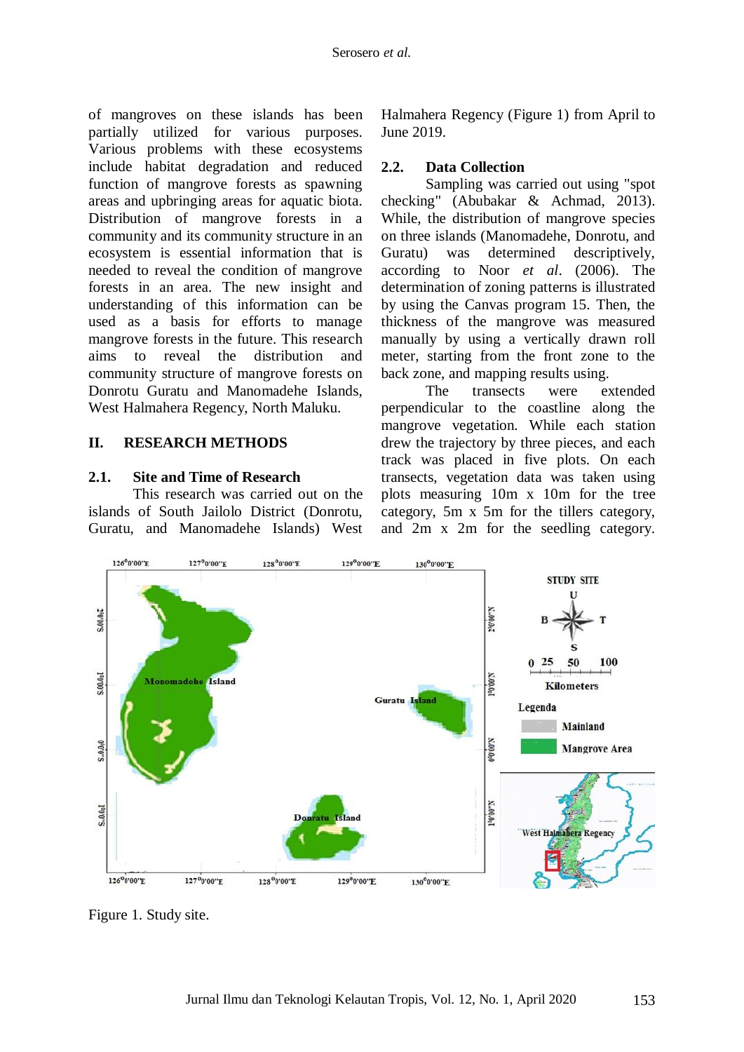of mangroves on these islands has been partially utilized for various purposes. Various problems with these ecosystems include habitat degradation and reduced function of mangrove forests as spawning areas and upbringing areas for aquatic biota. Distribution of mangrove forests in a community and its community structure in an ecosystem is essential information that is needed to reveal the condition of mangrove forests in an area. The new insight and understanding of this information can be used as a basis for efforts to manage mangrove forests in the future. This research aims to reveal the distribution and community structure of mangrove forests on Donrotu Guratu and Manomadehe Islands, West Halmahera Regency, North Maluku.

## II. RESEARCH METHODS

### 2.1. Site and Time of Research

This research was carried out on the islands of South Jailolo District (Donrotu, Guratu, and Manomadehe Islands) West Halmahera Regency (Figure 1) from April to June 2019.

### 2.2. Data Collection

Sampling was carried out using "spot checking" (Abubakar & Achmad, 2013). While, the distribution of mangrove species on three islands (Manomadehe, Donrotu, and Guratu) was determined descriptively, according to Noor *et al*. (2006). The determination of zoning patterns is illustrated by using the Canvas program 15. Then, the thickness of the mangrove was measured manually by using a vertically drawn roll meter, starting from the front zone to the back zone, and mapping results using.

The transects were extended perpendicular to the coastline along the mangrove vegetation. While each station drew the trajectory by three pieces, and each track was placed in five plots. On each transects, vegetation data was taken using plots measuring 10m x 10m for the tree category, 5m x 5m for the tillers category, and 2m x 2m for the seedling category.

Figure 1. Study site.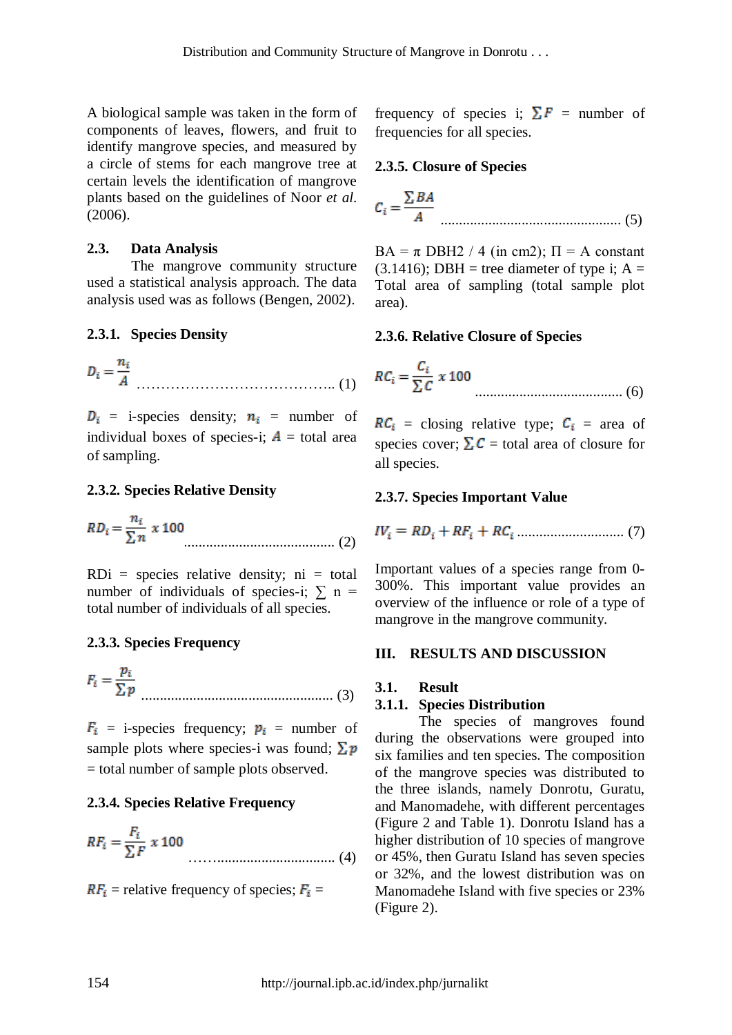A biological sample was taken in the form of components of leaves, flowers, and fruit to identify mangrove species, and measured by a circle of stems for each mangrove tree at certain levels the identification of mangrove plants based on the guidelines of Noor *et al*. (2006).

## 2.3. Data Analysis

The mangrove community structure used a statistical analysis approach. The data analysis used was as follows (Bengen, 2002).

### 2.3.1. Species Density

$$D_i = \frac{n_i}{A} \quad \text{.......................................... (1)}$$

$D_i$ = i-species density; $n_i$ = number of individual boxes of species-i; $A$ = total area of sampling.

### 2.3.2. Species Relative Density

$$RD_i = \frac{n_i}{\sum n} \, x\, 100 \quad \text{......................................... (2)}$$

RDi = species relative density; ni = total number of individuals of species-i; $\sum$ n = total number of individuals of all species.

### 2.3.3. Species Frequency

$$F_i = \frac{p_i}{\sum p} \quad \text{.................................................... (3)}$$

$F_i$ = i-species frequency; $p_i$ = number of sample plots where species-i was found; $\sum p$ = total number of sample plots observed.

### 2.3.4. Species Relative Frequency

$$RF_i = \frac{F_i}{\sum F} \, x\, 100 \quad \text{....................................... (4)}$$

$RF_i$ = relative frequency of species; $F_i$ = frequency of species i; $\sum F$ = number of frequencies for all species.

### 2.3.5. Closure of Species

$$C_i = \frac{\sum BA}{A} \quad \text{................................................. (5)}$$

BA = π DBH2 / 4 (in cm2); Π = A constant (3.1416); DBH = tree diameter of type i; A = Total area of sampling (total sample plot area).

### 2.3.6. Relative Closure of Species

$$RC_i = \frac{C_i}{\sum C} \, x\, 100 \quad \text{........................................ (6)}$$

$RC_i$ = closing relative type; $C_i$ = area of species cover; $\sum C$ = total area of closure for all species.

### 2.3.7. Species Important Value

$$IV_i = RD_i + RF_i + RC_i \quad \text{............................ (7)}$$

Important values of a species range from 0-300%. This important value provides an overview of the influence or role of a type of mangrove in the mangrove community.

# III. RESULTS AND DISCUSSION

## 3.1. Result

### 3.1.1. Species Distribution

The species of mangroves found during the observations were grouped into six families and ten species. The composition of the mangrove species was distributed to the three islands, namely Donrotu, Guratu, and Manomadehe, with different percentages (Figure 2 and Table 1). Donrotu Island has a higher distribution of 10 species of mangrove or 45%, then Guratu Island has seven species or 32%, and the lowest distribution was on Manomadehe Island with five species or 23% (Figure 2).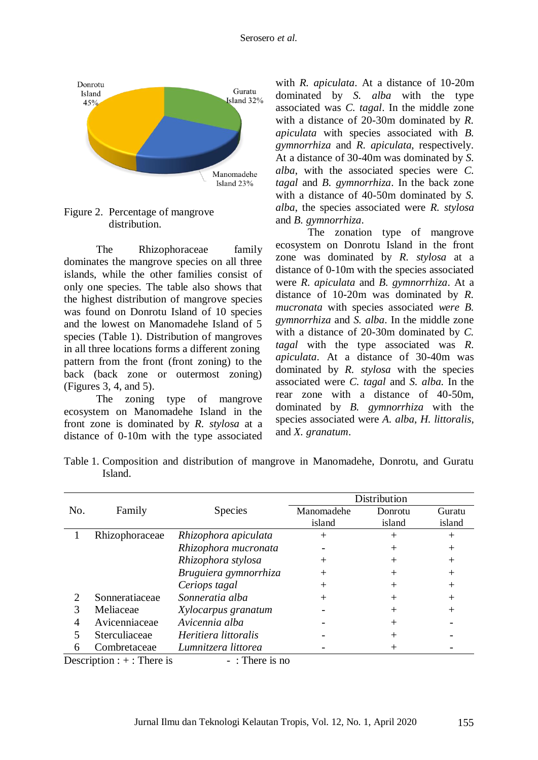Figure 2. Percentage of mangrove distribution.

The Rhizophoraceae family dominates the mangrove species on all three islands, while the other families consist of only one species. The table also shows that the highest distribution of mangrove species was found on Donrotu Island of 10 species and the lowest on Manomadehe Island of 5 species (Table 1). Distribution of mangroves in all three locations forms a different zoning pattern from the front (front zoning) to the back (back zone or outermost zoning) (Figures 3, 4, and 5).

The zoning type of mangrove ecosystem on Manomadehe Island in the front zone is dominated by *R. stylosa* at a distance of 0-10m with the type associated with *R. apiculata*. At a distance of 10-20m dominated by *S. alba* with the type associated was *C. tagal*. In the middle zone with a distance of 20-30m dominated by *R. apiculata* with species associated with *B. gymnorrhiza* and *R. apiculata*, respectively. At a distance of 30-40m was dominated by *S. alba*, with the associated species were *C. tagal* and *B. gymnorrhiza*. In the back zone with a distance of 40-50m dominated by *S. alba*, the species associated were *R. stylosa* and *B. gymnorrhiza*.

The zonation type of mangrove ecosystem on Donrotu Island in the front zone was dominated by *R. stylosa* at a distance of 0-10m with the species associated were *R. apiculata* and *B. gymnorrhiza*. At a distance of 10-20m was dominated by *R. mucronata* with species associated *were B. gymnorrhiza* and *S. alba*. In the middle zone with a distance of 20-30m dominated by *C. tagal* with the type associated was *R. apiculata*. At a distance of 30-40m was dominated by *R. stylosa* with the species associated were *C. tagal* and *S. alba*. In the rear zone with a distance of 40-50m, dominated by *B. gymnorrhiza* with the species associated were *A. alba*, *H. littoralis*, and *X. granatum*.

Table 1. Composition and distribution of mangrove in Manomadehe, Donrotu, and Guratu Island.

| No. | Family | Species | Distribution | | |
|---|---|---|---|---|---|
| | | | Manomadehe island | Donrotu island | Guratu island |
| 1 | Rhizophoraceae | *Rhizophora apiculata* | + | + | + |
| | | *Rhizophora mucronata* | - | + | + |
| | | *Rhizophora stylosa* | + | + | + |
| | | *Bruguiera gymnorrhiza* | + | + | + |
| | | *Ceriops tagal* | + | + | + |
| 2 | Sonneratiaceae | *Sonneratia alba* | + | + | + |
| 3 | Meliaceae | *Xylocarpus granatum* | - | + | + |
| 4 | Avicenniaceae | *Avicennia alba* | - | + | - |
| 5 | Sterculiaceae | *Heritiera littoralis* | - | + | - |
| 6 | Combretaceae | *Lumnitzera littorea* | - | + | - |

Description : + : There is - : There is no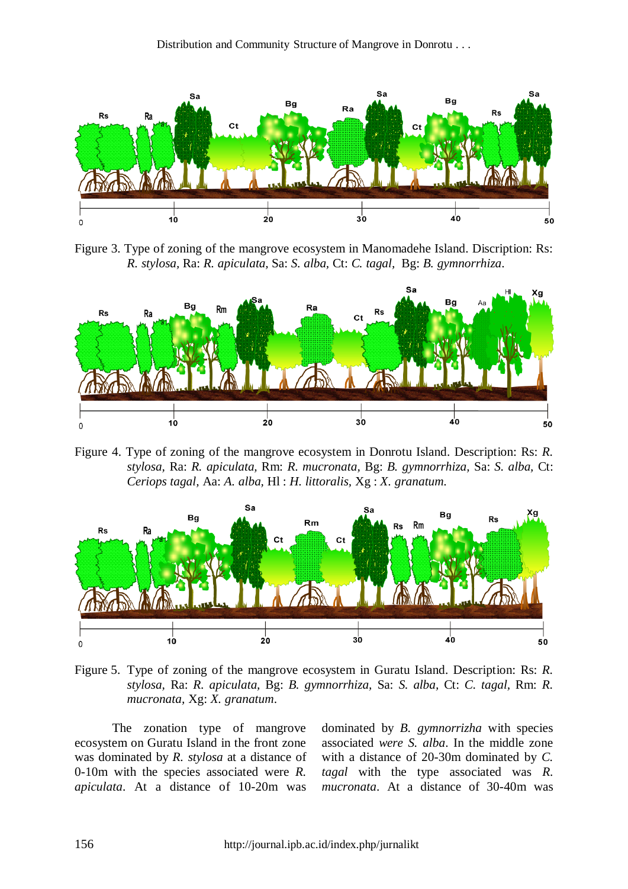Figure 3. Type of zoning of the mangrove ecosystem in Manomadehe Island. Discription: Rs: *R. stylosa,* Ra: *R. apiculata,* Sa: *S. alba,* Ct: *C. tagal,* Bg: *B. gymnorrhiza*.

Figure 4. Type of zoning of the mangrove ecosystem in Donrotu Island. Description: Rs: *R. stylosa,* Ra: *R. apiculata,* Rm: *R. mucronata,* Bg: *B. gymnorrhiza,* Sa: *S. alba,* Ct: *Ceriops tagal,* Aa: *A. alba,* Hl : *H. littoralis,* Xg : *X. granatum.*

Figure 5. Type of zoning of the mangrove ecosystem in Guratu Island. Description: Rs: *R. stylosa,* Ra: *R. apiculata,* Bg: *B. gymnorrhiza,* Sa: *S. alba,* Ct: *C. tagal,* Rm: *R. mucronata,* Xg: *X. granatum*.

The zonation type of mangrove ecosystem on Guratu Island in the front zone was dominated by *R. stylosa* at a distance of 0-10m with the species associated were *R. apiculata*. At a distance of 10-20m was dominated by *B. gymnorrizha* with species associated *were S. alba*. In the middle zone with a distance of 20-30m dominated by *C. tagal* with the type associated was *R. mucronata*. At a distance of 30-40m was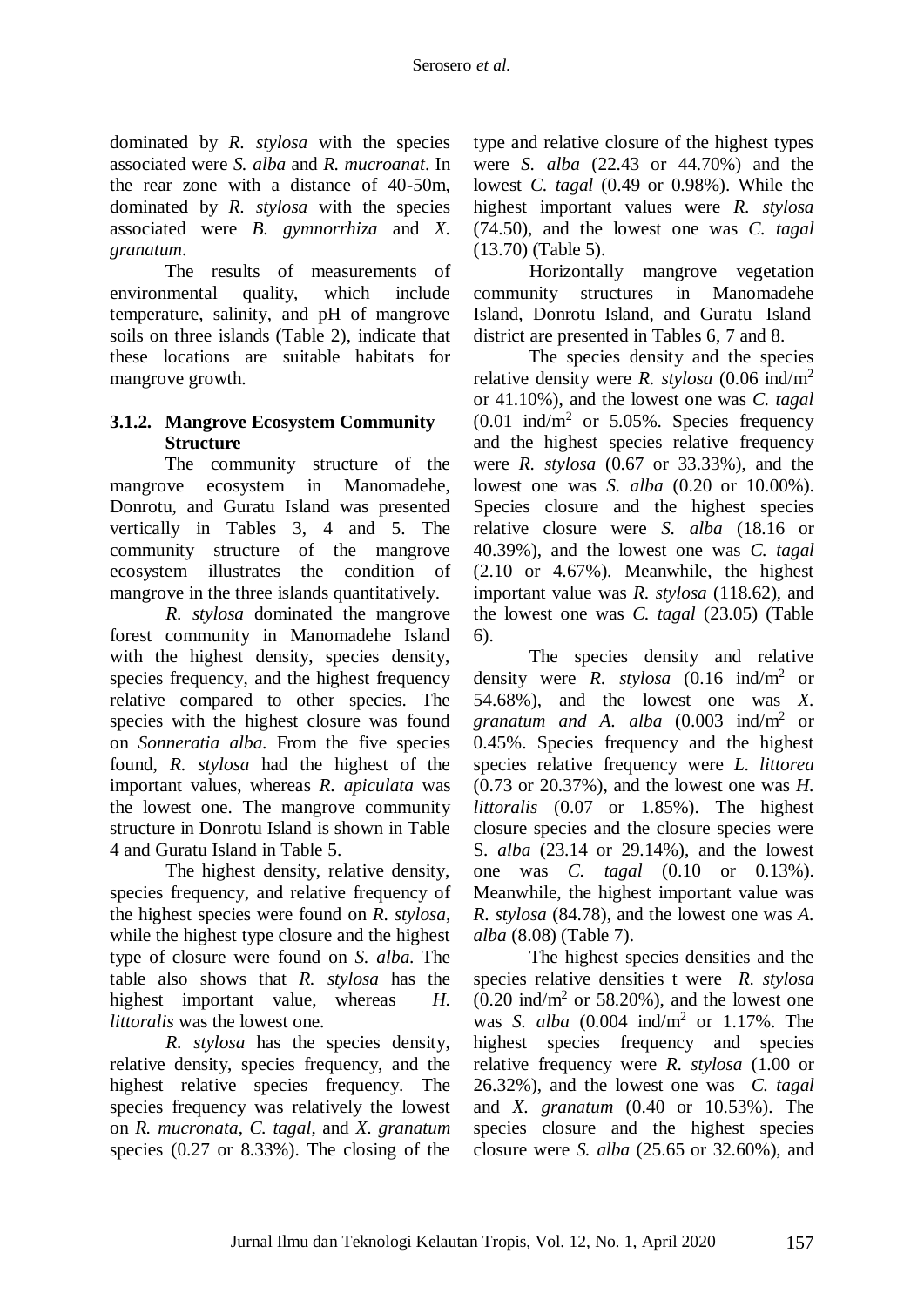dominated by *R. stylosa* with the species associated were *S. alba* and *R. mucroanat*. In the rear zone with a distance of 40-50m, dominated by *R. stylosa* with the species associated were *B. gymnorrhiza* and *X. granatum*.

The results of measurements of environmental quality, which include temperature, salinity, and pH of mangrove soils on three islands (Table 2), indicate that these locations are suitable habitats for mangrove growth.

### 3.1.2. Mangrove Ecosystem Community Structure

The community structure of the mangrove ecosystem in Manomadehe, Donrotu, and Guratu Island was presented vertically in Tables 3, 4 and 5. The community structure of the mangrove ecosystem illustrates the condition of mangrove in the three islands quantitatively.

*R. stylosa* dominated the mangrove forest community in Manomadehe Island with the highest density, species density, species frequency, and the highest frequency relative compared to other species. The species with the highest closure was found on *Sonneratia alba*. From the five species found, *R. stylosa* had the highest of the important values, whereas *R. apiculata* was the lowest one. The mangrove community structure in Donrotu Island is shown in Table 4 and Guratu Island in Table 5.

The highest density, relative density, species frequency, and relative frequency of the highest species were found on *R. stylosa*, while the highest type closure and the highest type of closure were found on *S. alba*. The table also shows that *R. stylosa* has the highest important value, whereas *H. littoralis* was the lowest one.

*R. stylosa* has the species density, relative density, species frequency, and the highest relative species frequency. The species frequency was relatively the lowest on *R. mucronata*, *C. tagal*, and *X. granatum* species (0.27 or 8.33%). The closing of the type and relative closure of the highest types were *S. alba* (22.43 or 44.70%) and the lowest *C. tagal* (0.49 or 0.98%). While the highest important values were *R. stylosa* (74.50), and the lowest one was *C. tagal* (13.70) (Table 5).

Horizontally mangrove vegetation community structures in Manomadehe Island, Donrotu Island, and Guratu Island district are presented in Tables 6, 7 and 8.

The species density and the species relative density were *R. stylosa* (0.06 ind/m$^2$ or 41.10%), and the lowest one was *C. tagal* (0.01 ind/m$^2$ or 5.05%. Species frequency and the highest species relative frequency were *R. stylosa* (0.67 or 33.33%), and the lowest one was *S. alba* (0.20 or 10.00%). Species closure and the highest species relative closure were *S. alba* (18.16 or 40.39%), and the lowest one was *C. tagal* (2.10 or 4.67%). Meanwhile, the highest important value was *R. stylosa* (118.62), and the lowest one was *C. tagal* (23.05) (Table 6).

The species density and relative density were *R. stylosa* (0.16 ind/m$^2$ or 54.68%), and the lowest one was *X. granatum and A. alba* (0.003 ind/m$^2$ or 0.45%. Species frequency and the highest species relative frequency were *L. littorea* (0.73 or 20.37%), and the lowest one was *H. littoralis* (0.07 or 1.85%). The highest closure species and the closure species were S. *alba* (23.14 or 29.14%), and the lowest one was *C. tagal* (0.10 or 0.13%). Meanwhile, the highest important value was *R. stylosa* (84.78), and the lowest one was *A. alba* (8.08) (Table 7).

The highest species densities and the species relative densities t were *R. stylosa* (0.20 ind/m$^2$ or 58.20%), and the lowest one was *S. alba* (0.004 ind/m$^2$ or 1.17%. The highest species frequency and species relative frequency were *R. stylosa* (1.00 or 26.32%), and the lowest one was *C. tagal* and *X. granatum* (0.40 or 10.53%). The species closure and the highest species closure were *S. alba* (25.65 or 32.60%), and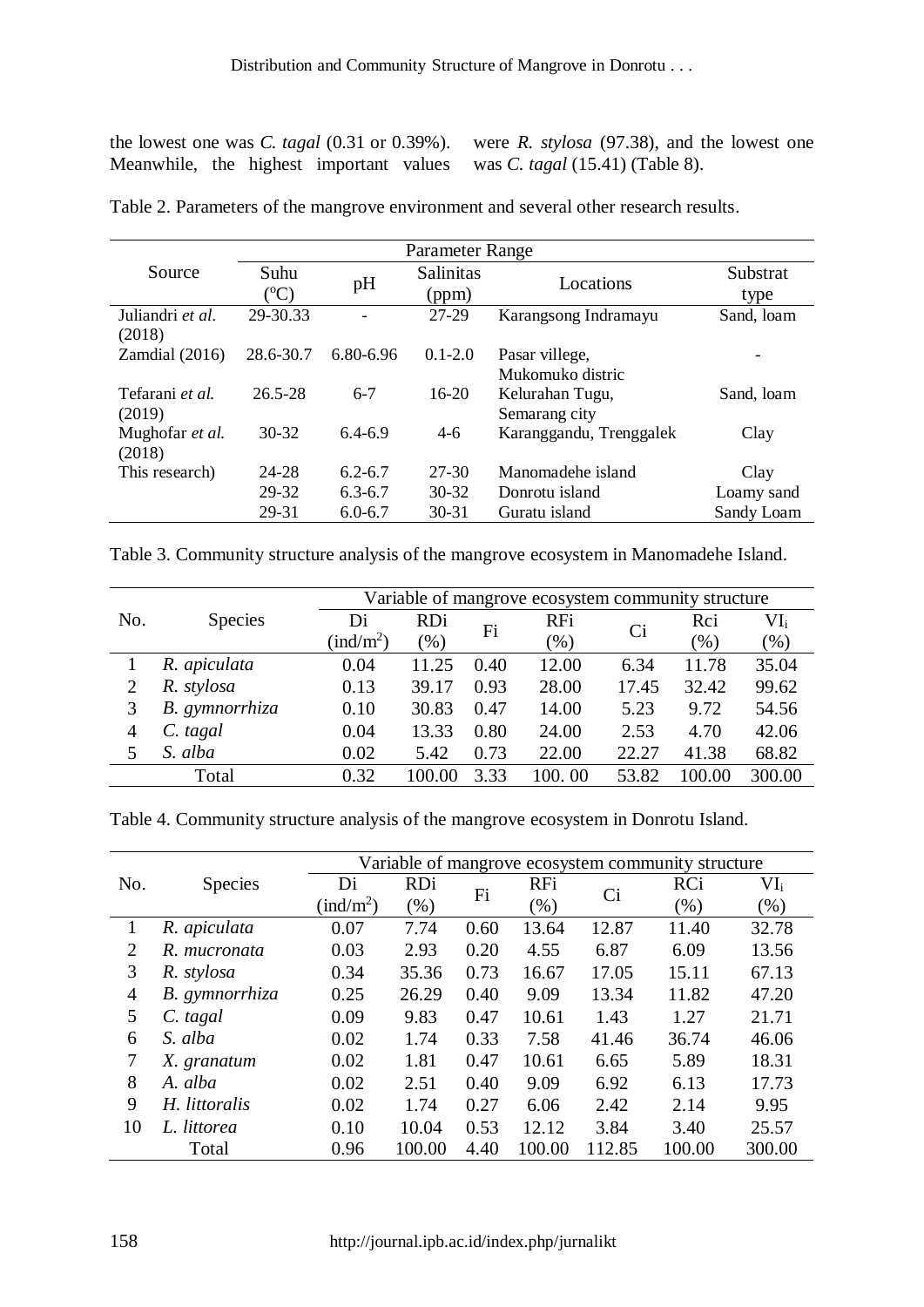the lowest one was *C. tagal* (0.31 or 0.39%). Meanwhile, the highest important values were *R. stylosa* (97.38), and the lowest one was *C. tagal* (15.41) (Table 8).

Table 2. Parameters of the mangrove environment and several other research results.

| Source | Parameter Range | | | | |
|---|---|---|---|---|---|
| | Suhu (°C) | pH | Salinitas (ppm) | Locations | Substrat type |
| Juliandri *et al.* (2018) | 29-30.33 | - | 27-29 | Karangsong Indramayu | Sand, loam |
| Zamdial (2016) | 28.6-30.7 | 6.80-6.96 | 0.1-2.0 | Pasar villege, Mukomuko distric | - |
| Tefarani *et al.* (2019) | 26.5-28 | 6-7 | 16-20 | Kelurahan Tugu, Semarang city | Sand, loam |
| Mughofar *et al.* (2018) | 30-32 | 6.4-6.9 | 4-6 | Karanggandu, Trenggalek | Clay |
| This research) | 24-28 | 6.2-6.7 | 27-30 | Manomadehe island | Clay |
| | 29-32 | 6.3-6.7 | 30-32 | Donrotu island | Loamy sand |
| | 29-31 | 6.0-6.7 | 30-31 | Guratu island | Sandy Loam |

Table 3. Community structure analysis of the mangrove ecosystem in Manomadehe Island.

| No. | Species | Variable of mangrove ecosystem community structure | | | | | | |
|---|---|---|---|---|---|---|---|---|
| | | Di (ind/m$^2$) | RDi (%) | Fi | RFi (%) | Ci | Rci (%) | $VI_i$ (%) |
| 1 | *R. apiculata* | 0.04 | 11.25 | 0.40 | 12.00 | 6.34 | 11.78 | 35.04 |
| 2 | *R. stylosa* | 0.13 | 39.17 | 0.93 | 28.00 | 17.45 | 32.42 | 99.62 |
| 3 | *B. gymnorrhiza* | 0.10 | 30.83 | 0.47 | 14.00 | 5.23 | 9.72 | 54.56 |
| 4 | *C. tagal* | 0.04 | 13.33 | 0.80 | 24.00 | 2.53 | 4.70 | 42.06 |
| 5 | *S. alba* | 0.02 | 5.42 | 0.73 | 22.00 | 22.27 | 41.38 | 68.82 |
| | Total | 0.32 | 100.00 | 3.33 | 100. 00 | 53.82 | 100.00 | 300.00 |

Table 4. Community structure analysis of the mangrove ecosystem in Donrotu Island.

| No. | Species | Variable of mangrove ecosystem community structure | | | | | | |
|---|---|---|---|---|---|---|---|---|
| | | Di (ind/m$^2$) | RDi (%) | Fi | RFi (%) | Ci | RCi (%) | $VI_i$ (%) |
| 1 | *R. apiculata* | 0.07 | 7.74 | 0.60 | 13.64 | 12.87 | 11.40 | 32.78 |
| 2 | *R. mucronata* | 0.03 | 2.93 | 0.20 | 4.55 | 6.87 | 6.09 | 13.56 |
| 3 | *R. stylosa* | 0.34 | 35.36 | 0.73 | 16.67 | 17.05 | 15.11 | 67.13 |
| 4 | *B. gymnorrhiza* | 0.25 | 26.29 | 0.40 | 9.09 | 13.34 | 11.82 | 47.20 |
| 5 | *C. tagal* | 0.09 | 9.83 | 0.47 | 10.61 | 1.43 | 1.27 | 21.71 |
| 6 | *S. alba* | 0.02 | 1.74 | 0.33 | 7.58 | 41.46 | 36.74 | 46.06 |
| 7 | *X. granatum* | 0.02 | 1.81 | 0.47 | 10.61 | 6.65 | 5.89 | 18.31 |
| 8 | *A. alba* | 0.02 | 2.51 | 0.40 | 9.09 | 6.92 | 6.13 | 17.73 |
| 9 | *H. littoralis* | 0.02 | 1.74 | 0.27 | 6.06 | 2.42 | 2.14 | 9.95 |
| 10 | *L. littorea* | 0.10 | 10.04 | 0.53 | 12.12 | 3.84 | 3.40 | 25.57 |
| | Total | 0.96 | 100.00 | 4.40 | 100.00 | 112.85 | 100.00 | 300.00 |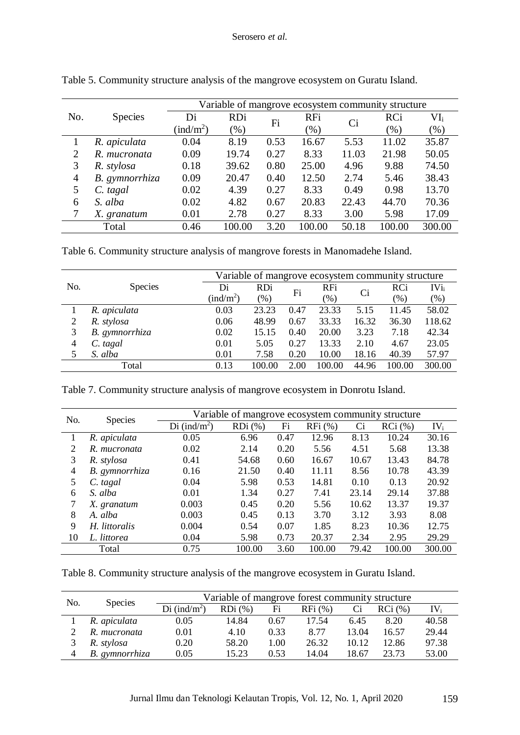Table 5. Community structure analysis of the mangrove ecosystem on Guratu Island.

| No. | Species | Variable of mangrove ecosystem community structure | | | | | | |
|---|---|---|---|---|---|---|---|---|
| | | Di (ind/m$^2$) | RDi (%) | Fi | RFi (%) | Ci | RCi (%) | VI$_i$ (%) |
| 1 | *R. apiculata* | 0.04 | 8.19 | 0.53 | 16.67 | 5.53 | 11.02 | 35.87 |
| 2 | *R. mucronata* | 0.09 | 19.74 | 0.27 | 8.33 | 11.03 | 21.98 | 50.05 |
| 3 | *R. stylosa* | 0.18 | 39.62 | 0.80 | 25.00 | 4.96 | 9.88 | 74.50 |
| 4 | *B. gymnorrhiza* | 0.09 | 20.47 | 0.40 | 12.50 | 2.74 | 5.46 | 38.43 |
| 5 | *C. tagal* | 0.02 | 4.39 | 0.27 | 8.33 | 0.49 | 0.98 | 13.70 |
| 6 | *S. alba* | 0.02 | 4.82 | 0.67 | 20.83 | 22.43 | 44.70 | 70.36 |
| 7 | *X. granatum* | 0.01 | 2.78 | 0.27 | 8.33 | 3.00 | 5.98 | 17.09 |
| | Total | 0.46 | 100.00 | 3.20 | 100.00 | 50.18 | 100.00 | 300.00 |

Table 6. Community structure analysis of mangrove forests in Manomadehe Island.

| No. | Species | Variable of mangrove ecosystem community structure | | | | | | |
|---|---|---|---|---|---|---|---|---|
| | | Di (ind/m$^2$) | RDi (%) | Fi | RFi (%) | Ci | RCi (%) | IVi$_i$ (%) |
| 1 | *R. apiculata* | 0.03 | 23.23 | 0.47 | 23.33 | 5.15 | 11.45 | 58.02 |
| 2 | *R. stylosa* | 0.06 | 48.99 | 0.67 | 33.33 | 16.32 | 36.30 | 118.62 |
| 3 | *B. gymnorrhiza* | 0.02 | 15.15 | 0.40 | 20.00 | 3.23 | 7.18 | 42.34 |
| 4 | *C. tagal* | 0.01 | 5.05 | 0.27 | 13.33 | 2.10 | 4.67 | 23.05 |
| 5 | *S. alba* | 0.01 | 7.58 | 0.20 | 10.00 | 18.16 | 40.39 | 57.97 |
| | Total | 0.13 | 100.00 | 2.00 | 100.00 | 44.96 | 100.00 | 300.00 |

Table 7. Community structure analysis of mangrove ecosystem in Donrotu Island.

| No. | Species | Variable of mangrove ecosystem community structure | | | | | | |
|---|---|---|---|---|---|---|---|---|
| | | Di (ind/m$^2$) | RDi (%) | Fi | RFi (%) | Ci | RCi (%) | IV$_i$ |
| 1 | *R. apiculata* | 0.05 | 6.96 | 0.47 | 12.96 | 8.13 | 10.24 | 30.16 |
| 2 | *R. mucronata* | 0.02 | 2.14 | 0.20 | 5.56 | 4.51 | 5.68 | 13.38 |
| 3 | *R. stylosa* | 0.41 | 54.68 | 0.60 | 16.67 | 10.67 | 13.43 | 84.78 |
| 4 | *B. gymnorrhiza* | 0.16 | 21.50 | 0.40 | 11.11 | 8.56 | 10.78 | 43.39 |
| 5 | *C. tagal* | 0.04 | 5.98 | 0.53 | 14.81 | 0.10 | 0.13 | 20.92 |
| 6 | *S. alba* | 0.01 | 1.34 | 0.27 | 7.41 | 23.14 | 29.14 | 37.88 |
| 7 | *X. granatum* | 0.003 | 0.45 | 0.20 | 5.56 | 10.62 | 13.37 | 19.37 |
| 8 | *A. alba* | 0.003 | 0.45 | 0.13 | 3.70 | 3.12 | 3.93 | 8.08 |
| 9 | *H. littoralis* | 0.004 | 0.54 | 0.07 | 1.85 | 8.23 | 10.36 | 12.75 |
| 10 | *L. littorea* | 0.04 | 5.98 | 0.73 | 20.37 | 2.34 | 2.95 | 29.29 |
| | Total | 0.75 | 100.00 | 3.60 | 100.00 | 79.42 | 100.00 | 300.00 |

Table 8. Community structure analysis of the mangrove ecosystem in Guratu Island.

| No. | Species | Variable of mangrove forest community structure | | | | | | |
|---|---|---|---|---|---|---|---|---|
| | | Di (ind/m$^2$) | RDi (%) | Fi | RFi (%) | Ci | RCi (%) | IV$_i$ |
| 1 | *R. apiculata* | 0.05 | 14.84 | 0.67 | 17.54 | 6.45 | 8.20 | 40.58 |
| 2 | *R. mucronata* | 0.01 | 4.10 | 0.33 | 8.77 | 13.04 | 16.57 | 29.44 |
| 3 | *R. stylosa* | 0.20 | 58.20 | 1.00 | 26.32 | 10.12 | 12.86 | 97.38 |
| 4 | *B. gymnorrhiza* | 0.05 | 15.23 | 0.53 | 14.04 | 18.67 | 23.73 | 53.00 |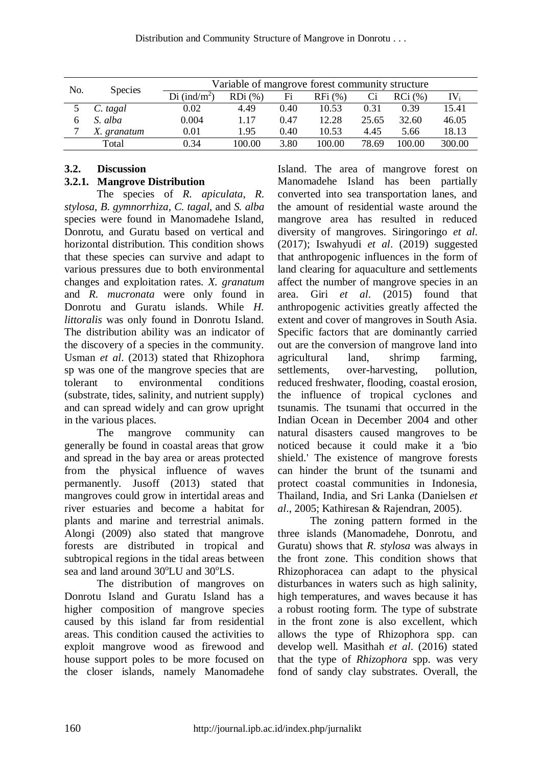| No. | Species | Variable of mangrove forest community structure | | | | | | |
|---|---|---|---|---|---|---|---|---|
| | | Di (ind/m$^2$) | RDi (%) | Fi | RFi (%) | Ci | RCi (%) | $IV_i$ |
| 5 | *C. tagal* | 0.02 | 4.49 | 0.40 | 10.53 | 0.31 | 0.39 | 15.41 |
| 6 | *S. alba* | 0.004 | 1.17 | 0.47 | 12.28 | 25.65 | 32.60 | 46.05 |
| 7 | *X. granatum* | 0.01 | 1.95 | 0.40 | 10.53 | 4.45 | 5.66 | 18.13 |
| | Total | 0.34 | 100.00 | 3.80 | 100.00 | 78.69 | 100.00 | 300.00 |

## 3.2. Discussion

### 3.2.1. Mangrove Distribution

The species of *R. apiculata*, *R. stylosa*, *B. gymnorrhiza*, *C. tagal*, and *S. alba* species were found in Manomadehe Island, Donrotu, and Guratu based on vertical and horizontal distribution. This condition shows that these species can survive and adapt to various pressures due to both environmental changes and exploitation rates. *X. granatum* and *R. mucronata* were only found in Donrotu and Guratu islands. While *H. littoralis* was only found in Donrotu Island. The distribution ability was an indicator of the discovery of a species in the community. Usman *et al*. (2013) stated that Rhizophora sp was one of the mangrove species that are tolerant to environmental conditions (substrate, tides, salinity, and nutrient supply) and can spread widely and can grow upright in the various places.

The mangrove community can generally be found in coastal areas that grow and spread in the bay area or areas protected from the physical influence of waves permanently. Jusoff (2013) stated that mangroves could grow in intertidal areas and river estuaries and become a habitat for plants and marine and terrestrial animals. Alongi (2009) also stated that mangrove forests are distributed in tropical and subtropical regions in the tidal areas between sea and land around 30$^o$LU and 30$^o$LS.

The distribution of mangroves on Donrotu Island and Guratu Island has a higher composition of mangrove species caused by this island far from residential areas. This condition caused the activities to exploit mangrove wood as firewood and house support poles to be more focused on the closer islands, namely Manomadehe Island. The area of mangrove forest on Manomadehe Island has been partially converted into sea transportation lanes, and the amount of residential waste around the mangrove area has resulted in reduced diversity of mangroves. Siringoringo *et al*. (2017); Iswahyudi *et al*. (2019) suggested that anthropogenic influences in the form of land clearing for aquaculture and settlements affect the number of mangrove species in an area. Giri *et al*. (2015) found that anthropogenic activities greatly affected the extent and cover of mangroves in South Asia. Specific factors that are dominantly carried out are the conversion of mangrove land into agricultural land, shrimp farming, settlements, over-harvesting, pollution, reduced freshwater, flooding, coastal erosion, the influence of tropical cyclones and tsunamis. The tsunami that occurred in the Indian Ocean in December 2004 and other natural disasters caused mangroves to be noticed because it could make it a 'bio shield.' The existence of mangrove forests can hinder the brunt of the tsunami and protect coastal communities in Indonesia, Thailand, India, and Sri Lanka (Danielsen *et al*., 2005; Kathiresan & Rajendran, 2005).

The zoning pattern formed in the three islands (Manomadehe, Donrotu, and Guratu) shows that *R. stylosa* was always in the front zone. This condition shows that Rhizophoracea can adapt to the physical disturbances in waters such as high salinity, high temperatures, and waves because it has a robust rooting form. The type of substrate in the front zone is also excellent, which allows the type of Rhizophora spp. can develop well. Masithah *et al*. (2016) stated that the type of *Rhizophora* spp. was very fond of sandy clay substrates. Overall, the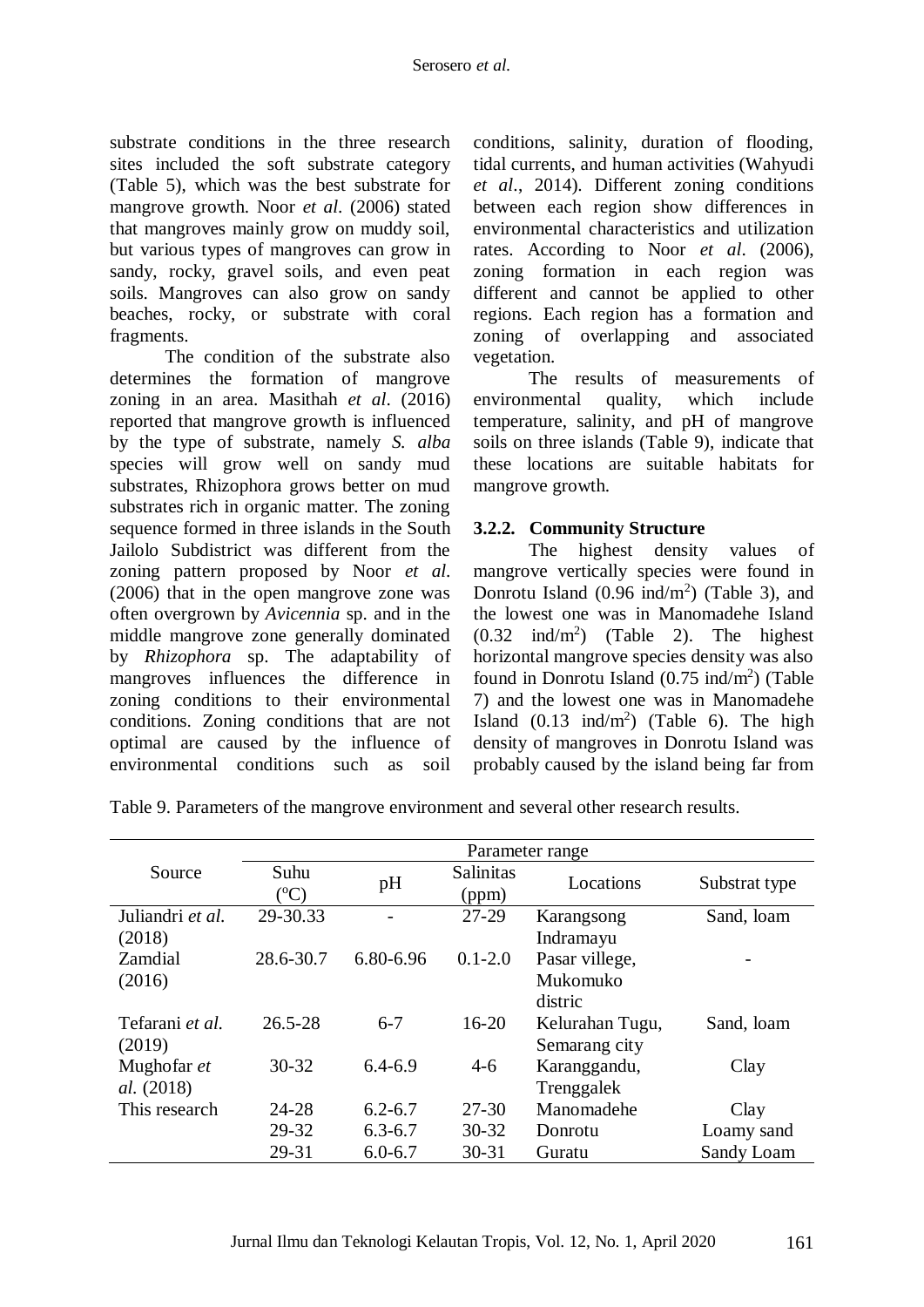substrate conditions in the three research sites included the soft substrate category (Table 5), which was the best substrate for mangrove growth. Noor *et al*. (2006) stated that mangroves mainly grow on muddy soil, but various types of mangroves can grow in sandy, rocky, gravel soils, and even peat soils. Mangroves can also grow on sandy beaches, rocky, or substrate with coral fragments.

The condition of the substrate also determines the formation of mangrove zoning in an area. Masithah *et al*. (2016) reported that mangrove growth is influenced by the type of substrate, namely *S. alba* species will grow well on sandy mud substrates, Rhizophora grows better on mud substrates rich in organic matter. The zoning sequence formed in three islands in the South Jailolo Subdistrict was different from the zoning pattern proposed by Noor *et al*. (2006) that in the open mangrove zone was often overgrown by *Avicennia* sp. and in the middle mangrove zone generally dominated by *Rhizophora* sp. The adaptability of mangroves influences the difference in zoning conditions to their environmental conditions. Zoning conditions that are not optimal are caused by the influence of environmental conditions such as soil conditions, salinity, duration of flooding, tidal currents, and human activities (Wahyudi *et al*., 2014). Different zoning conditions between each region show differences in environmental characteristics and utilization rates. According to Noor *et al*. (2006), zoning formation in each region was different and cannot be applied to other regions. Each region has a formation and zoning of overlapping and associated vegetation.

The results of measurements of environmental quality, which include temperature, salinity, and pH of mangrove soils on three islands (Table 9), indicate that these locations are suitable habitats for mangrove growth.

#### 3.2.2. Community Structure

The highest density values of mangrove vertically species were found in Donrotu Island (0.96 ind/m$^2$) (Table 3), and the lowest one was in Manomadehe Island (0.32 ind/m$^2$) (Table 2). The highest horizontal mangrove species density was also found in Donrotu Island (0.75 ind/m$^2$) (Table 7) and the lowest one was in Manomadehe Island (0.13 ind/m$^2$) (Table 6). The high density of mangroves in Donrotu Island was probably caused by the island being far from

Table 9. Parameters of the mangrove environment and several other research results.

| Source | Parameter range | | | | |
|---|---|---|---|---|---|
| | Suhu (°C) | pH | Salinitas (ppm) | Locations | Substrat type |
| Juliandri *et al.* (2018) | 29-30.33 | - | 27-29 | Karangsong Indramayu | Sand, loam |
| Zamdial (2016) | 28.6-30.7 | 6.80-6.96 | 0.1-2.0 | Pasar villege, Mukomuko distric | - |
| Tefarani *et al.* (2019) | 26.5-28 | 6-7 | 16-20 | Kelurahan Tugu, Semarang city | Sand, loam |
| Mughofar *et al.* (2018) | 30-32 | 6.4-6.9 | 4-6 | Karanggandu, Trenggalek | Clay |
| This research | 24-28 | 6.2-6.7 | 27-30 | Manomadehe | Clay |
| | 29-32 | 6.3-6.7 | 30-32 | Donrotu | Loamy sand |
| | 29-31 | 6.0-6.7 | 30-31 | Guratu | Sandy Loam |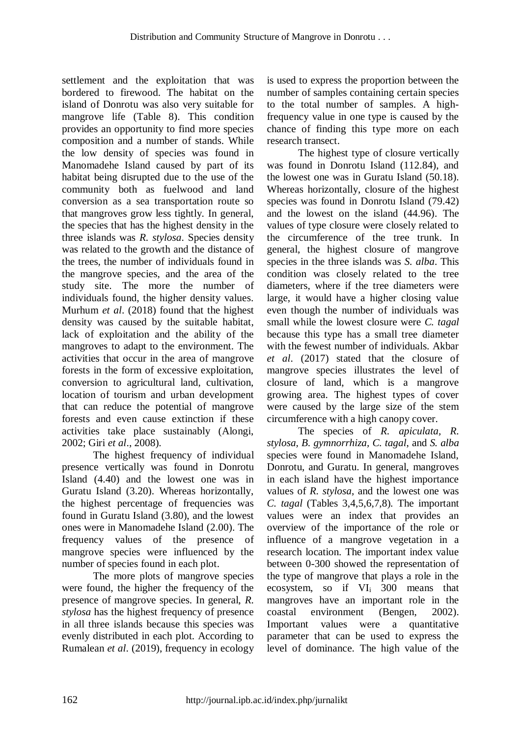settlement and the exploitation that was bordered to firewood. The habitat on the island of Donrotu was also very suitable for mangrove life (Table 8). This condition provides an opportunity to find more species composition and a number of stands. While the low density of species was found in Manomadehe Island caused by part of its habitat being disrupted due to the use of the community both as fuelwood and land conversion as a sea transportation route so that mangroves grow less tightly. In general, the species that has the highest density in the three islands was *R. stylosa*. Species density was related to the growth and the distance of the trees, the number of individuals found in the mangrove species, and the area of the study site. The more the number of individuals found, the higher density values. Murhum *et al*. (2018) found that the highest density was caused by the suitable habitat, lack of exploitation and the ability of the mangroves to adapt to the environment. The activities that occur in the area of mangrove forests in the form of excessive exploitation, conversion to agricultural land, cultivation, location of tourism and urban development that can reduce the potential of mangrove forests and even cause extinction if these activities take place sustainably (Alongi, 2002; Giri *et al*., 2008).

The highest frequency of individual presence vertically was found in Donrotu Island (4.40) and the lowest one was in Guratu Island (3.20). Whereas horizontally, the highest percentage of frequencies was found in Guratu Island (3.80), and the lowest ones were in Manomadehe Island (2.00). The frequency values of the presence of mangrove species were influenced by the number of species found in each plot.

The more plots of mangrove species were found, the higher the frequency of the presence of mangrove species. In general, *R. stylosa* has the highest frequency of presence in all three islands because this species was evenly distributed in each plot. According to Rumalean *et al*. (2019), frequency in ecology is used to express the proportion between the number of samples containing certain species to the total number of samples. A high-frequency value in one type is caused by the chance of finding this type more on each research transect.

The highest type of closure vertically was found in Donrotu Island (112.84), and the lowest one was in Guratu Island (50.18). Whereas horizontally, closure of the highest species was found in Donrotu Island (79.42) and the lowest on the island (44.96). The values of type closure were closely related to the circumference of the tree trunk. In general, the highest closure of mangrove species in the three islands was *S. alba*. This condition was closely related to the tree diameters, where if the tree diameters were large, it would have a higher closing value even though the number of individuals was small while the lowest closure were *C. tagal* because this type has a small tree diameter with the fewest number of individuals. Akbar *et al*. (2017) stated that the closure of mangrove species illustrates the level of closure of land, which is a mangrove growing area. The highest types of cover were caused by the large size of the stem circumference with a high canopy cover.

The species of *R. apiculata*, *R. stylosa*, *B. gymnorrhiza*, *C. tagal*, and *S. alba* species were found in Manomadehe Island, Donrotu, and Guratu. In general, mangroves in each island have the highest importance values of *R. stylosa*, and the lowest one was *C. tagal* (Tables 3,4,5,6,7,8). The important values were an index that provides an overview of the importance of the role or influence of a mangrove vegetation in a research location. The important index value between 0-300 showed the representation of the type of mangrove that plays a role in the ecosystem, so if $VI_i$ 300 means that mangroves have an important role in the coastal environment (Bengen, 2002). Important values were a quantitative parameter that can be used to express the level of dominance. The high value of the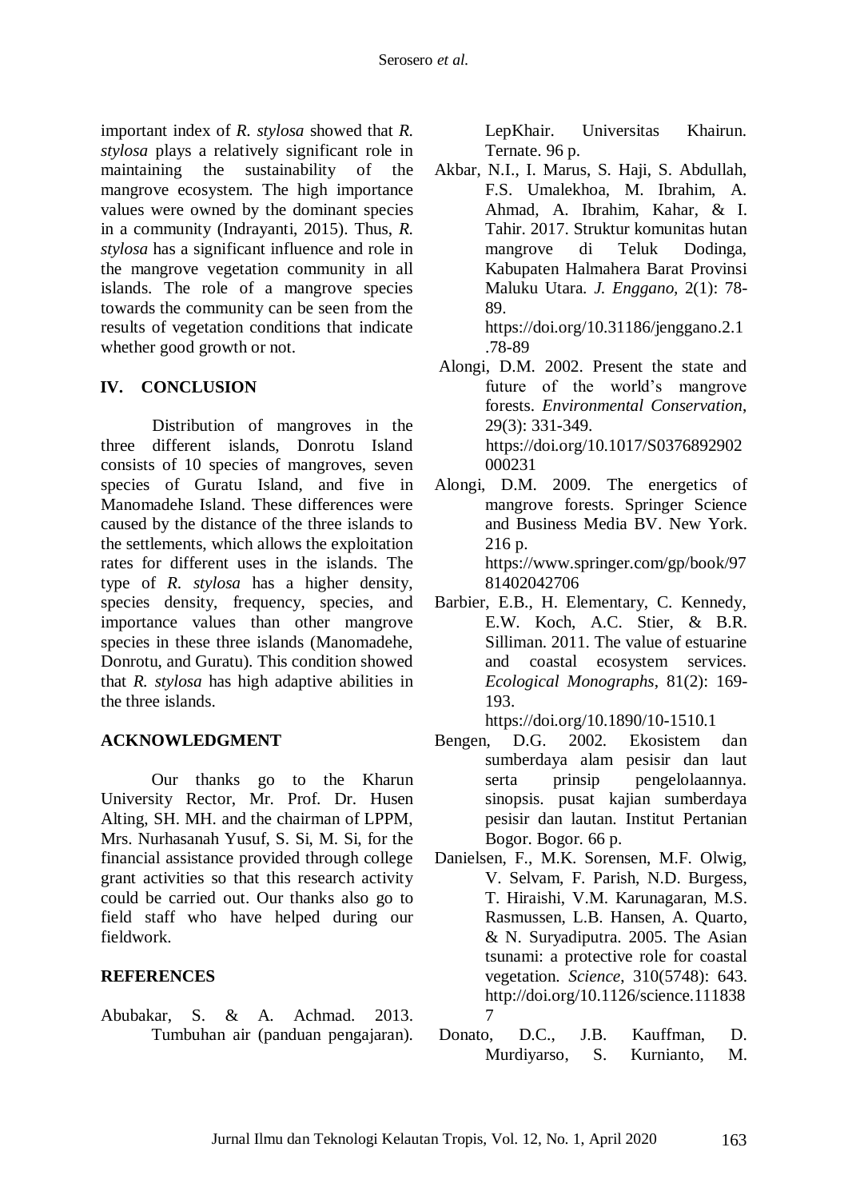important index of *R. stylosa* showed that *R. stylosa* plays a relatively significant role in maintaining the sustainability of the mangrove ecosystem. The high importance values were owned by the dominant species in a community (Indrayanti, 2015). Thus, *R. stylosa* has a significant influence and role in the mangrove vegetation community in all islands. The role of a mangrove species towards the community can be seen from the results of vegetation conditions that indicate whether good growth or not.

## IV. CONCLUSION

Distribution of mangroves in the three different islands, Donrotu Island consists of 10 species of mangroves, seven species of Guratu Island, and five in Manomadehe Island. These differences were caused by the distance of the three islands to the settlements, which allows the exploitation rates for different uses in the islands. The type of *R. stylosa* has a higher density, species density, frequency, species, and importance values than other mangrove species in these three islands (Manomadehe, Donrotu, and Guratu). This condition showed that *R. stylosa* has high adaptive abilities in the three islands.

## ACKNOWLEDGMENT

Our thanks go to the Kharun University Rector, Mr. Prof. Dr. Husen Alting, SH. MH. and the chairman of LPPM, Mrs. Nurhasanah Yusuf, S. Si, M. Si, for the financial assistance provided through college grant activities so that this research activity could be carried out. Our thanks also go to field staff who have helped during our fieldwork.

## REFERENCES

Abubakar, S. & A. Achmad. 2013. Tumbuhan air (panduan pengajaran). LepKhair. Universitas Khairun. Ternate. 96 p.

Akbar, N.I., I. Marus, S. Haji, S. Abdullah, F.S. Umalekhoa, M. Ibrahim, A. Ahmad, A. Ibrahim, Kahar, & I. Tahir. 2017. Struktur komunitas hutan mangrove di Teluk Dodinga, Kabupaten Halmahera Barat Provinsi Maluku Utara. *J. Enggano*, 2(1): 78-89. https://doi.org/10.31186/jenggano.2.1.78-89

Alongi, D.M. 2002. Present the state and future of the world's mangrove forests. *Environmental Conservation*, 29(3): 331-349. https://doi.org/10.1017/S0376892902000231

Alongi, D.M. 2009. The energetics of mangrove forests. Springer Science and Business Media BV. New York. 216 p. https://www.springer.com/gp/book/9781402042706

Barbier, E.B., H. Elementary, C. Kennedy, E.W. Koch, A.C. Stier, & B.R. Silliman. 2011. The value of estuarine and coastal ecosystem services. *Ecological Monographs*, 81(2): 169-193. https://doi.org/10.1890/10-1510.1

Bengen, D.G. 2002. Ekosistem dan sumberdaya alam pesisir dan laut serta prinsip pengelolaannya. sinopsis. pusat kajian sumberdaya pesisir dan lautan. Institut Pertanian Bogor. Bogor. 66 p.

Danielsen, F., M.K. Sorensen, M.F. Olwig, V. Selvam, F. Parish, N.D. Burgess, T. Hiraishi, V.M. Karunagaran, M.S. Rasmussen, L.B. Hansen, A. Quarto, & N. Suryadiputra. 2005. The Asian tsunami: a protective role for coastal vegetation. *Science*, 310(5748): 643. http://doi.org/10.1126/science.1118387

Donato, D.C., J.B. Kauffman, D. Murdiyarso, S. Kurnianto, M.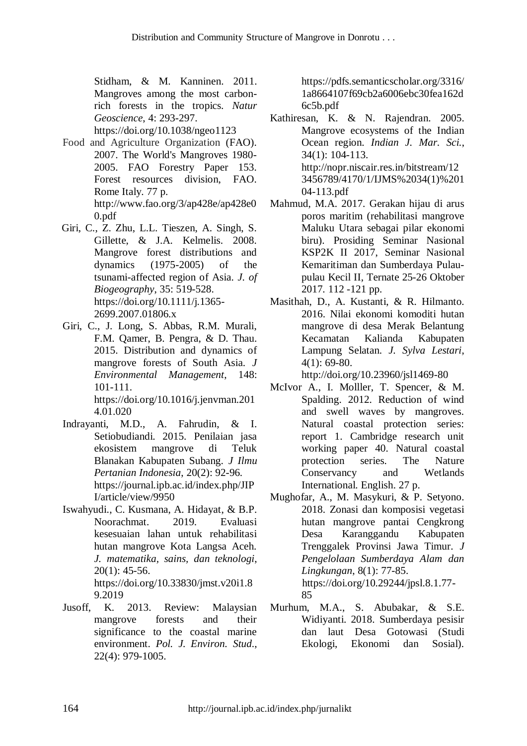Stidham, & M. Kanninen. 2011. Mangroves among the most carbon-rich forests in the tropics. *Natur Geoscience*, 4: 293-297. https://doi.org/10.1038/ngeo1123

Food and Agriculture Organization (FAO). 2007. The World's Mangroves 1980-2005. FAO Forestry Paper 153. Forest resources division, FAO. Rome Italy. 77 p. http://www.fao.org/3/ap428e/ap428e00.pdf

Giri, C., Z. Zhu, L.L. Tieszen, A. Singh, S. Gillette, & J.A. Kelmelis. 2008. Mangrove forest distributions and dynamics (1975-2005) of the tsunami-affected region of Asia. *J. of Biogeography*, 35: 519-528. https://doi.org/10.1111/j.1365-2699.2007.01806.x

Giri, C., J. Long, S. Abbas, R.M. Murali, F.M. Qamer, B. Pengra, & D. Thau. 2015. Distribution and dynamics of mangrove forests of South Asia. *J Environmental Management*, 148: 101-111. https://doi.org/10.1016/j.jenvman.2014.01.020

Indrayanti, M.D., A. Fahrudin, & I. Setiobudiandi. 2015. Penilaian jasa ekosistem mangrove di Teluk Blanakan Kabupaten Subang. *J Ilmu Pertanian Indonesia*, 20(2): 92-96. https://journal.ipb.ac.id/index.php/JIPI/article/view/9950

Iswahyudi., C. Kusmana, A. Hidayat, & B.P. Noorachmat. 2019. Evaluasi kesesuaian lahan untuk rehabilitasi hutan mangrove Kota Langsa Aceh. *J. matematika, sains, dan teknologi*, 20(1): 45-56. https://doi.org/10.33830/jmst.v20i1.89.2019

Jusoff, K. 2013. Review: Malaysian mangrove forests and their significance to the coastal marine environment. *Pol. J. Environ. Stud.*, 22(4): 979-1005. https://pdfs.semanticscholar.org/3316/1a8664107f69cb2a6006ebc30fea162d6c5b.pdf

Kathiresan, K. & N. Rajendran. 2005. Mangrove ecosystems of the Indian Ocean region. *Indian J. Mar. Sci.*, 34(1): 104-113. http://nopr.niscair.res.in/bitstream/123456789/4170/1/IJMS%2034(1)%20104-113.pdf

Mahmud, M.A. 2017. Gerakan hijau di arus poros maritim (rehabilitasi mangrove Maluku Utara sebagai pilar ekonomi biru). Prosiding Seminar Nasional KSP2K II 2017, Seminar Nasional Kemaritiman dan Sumberdaya Pulau-pulau Kecil II, Ternate 25-26 Oktober 2017. 112 -121 pp.

Masithah, D., A. Kustanti, & R. Hilmanto. 2016. Nilai ekonomi komoditi hutan mangrove di desa Merak Belantung Kecamatan Kalianda Kabupaten Lampung Selatan. *J. Sylva Lestari*, 4(1): 69-80. http://doi.org/10.23960/jsl1469-80

McIvor A., I. Mollller, T. Spencer, & M. Spalding. 2012. Reduction of wind and swell waves by mangroves. Natural coastal protection series: report 1. Cambridge research unit working paper 40. Natural coastal protection series. The Nature Conservancy and Wetlands International. English. 27 p.

Mughofar, A., M. Masykuri, & P. Setyono. 2018. Zonasi dan komposisi vegetasi hutan mangrove pantai Cengkrong Desa Karanggandu Kabupaten Trenggalek Provinsi Jawa Timur. *J Pengelolaan Sumberdaya Alam dan Lingkungan*, 8(1): 77-85. https://doi.org/10.29244/jpsl.8.1.77-85

Murhum, M.A., S. Abubakar, & S.E. Widiyanti. 2018. Sumberdaya pesisir dan laut Desa Gotowasi (Studi Ekologi, Ekonomi dan Sosial).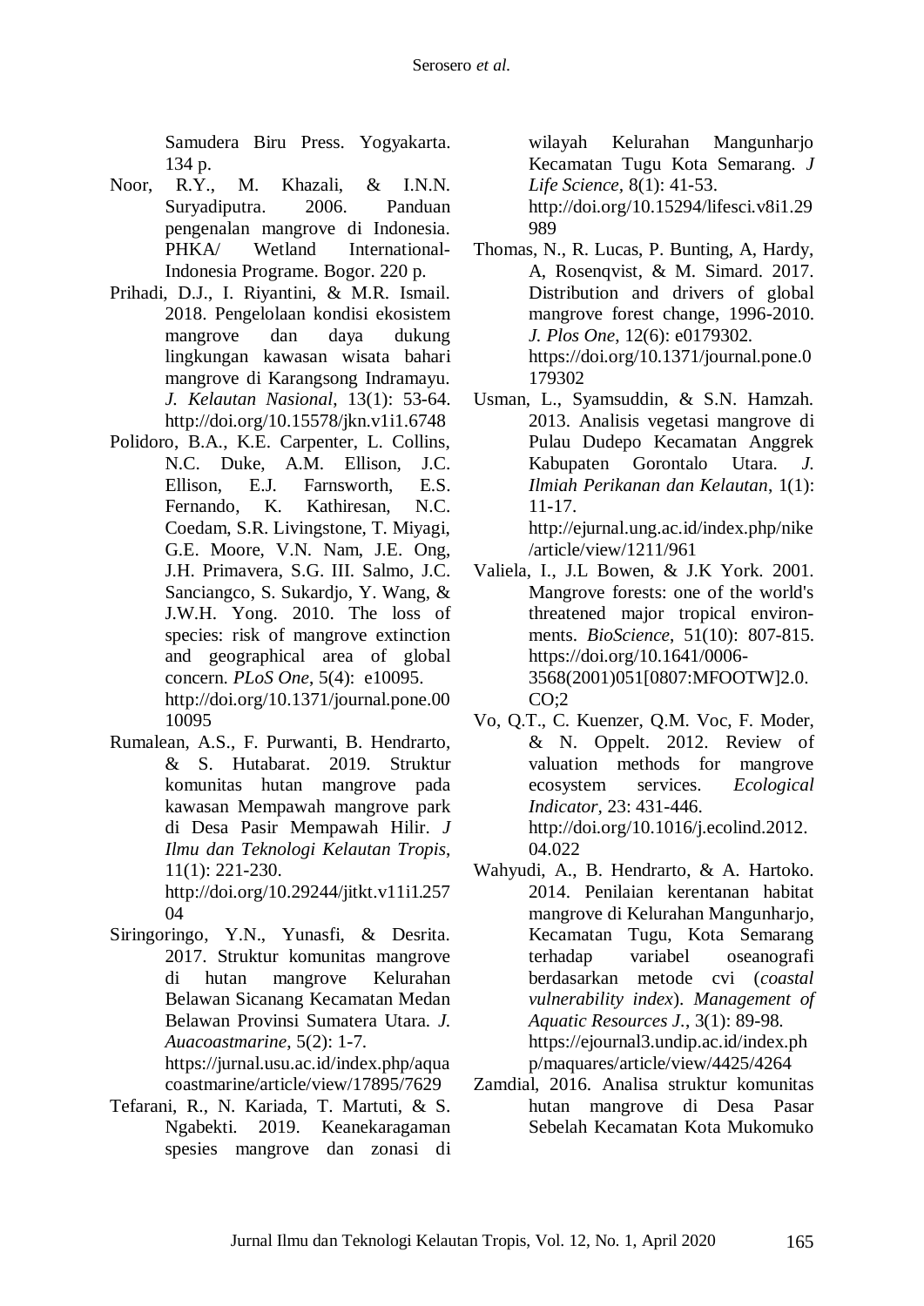Samudera Biru Press. Yogyakarta. 134 p.

Noor, R.Y., M. Khazali, & I.N.N. Suryadiputra. 2006. Panduan pengenalan mangrove di Indonesia. PHKA/ Wetland International-Indonesia Programe. Bogor. 220 p.

Prihadi, D.J., I. Riyantini, & M.R. Ismail. 2018. Pengelolaan kondisi ekosistem mangrove dan daya dukung lingkungan kawasan wisata bahari mangrove di Karangsong Indramayu. *J. Kelautan Nasional*, 13(1): 53-64. http://doi.org/10.15578/jkn.v1i1.6748

Polidoro, B.A., K.E. Carpenter, L. Collins, N.C. Duke, A.M. Ellison, J.C. Ellison, E.J. Farnsworth, E.S. Fernando, K. Kathiresan, N.C. Coedam, S.R. Livingstone, T. Miyagi, G.E. Moore, V.N. Nam, J.E. Ong, J.H. Primavera, S.G. III. Salmo, J.C. Sanciangco, S. Sukardjo, Y. Wang, & J.W.H. Yong. 2010. The loss of species: risk of mangrove extinction and geographical area of global concern. *PLoS One*, 5(4): e10095. http://doi.org/10.1371/journal.pone.0010095

Rumalean, A.S., F. Purwanti, B. Hendrarto, & S. Hutabarat. 2019. Struktur komunitas hutan mangrove pada kawasan Mempawah mangrove park di Desa Pasir Mempawah Hilir. *J Ilmu dan Teknologi Kelautan Tropis*, 11(1): 221-230. http://doi.org/10.29244/jitkt.v11i1.25704

Siringoringo, Y.N., Yunasfi, & Desrita. 2017. Struktur komunitas mangrove di hutan mangrove Kelurahan Belawan Sicanang Kecamatan Medan Belawan Provinsi Sumatera Utara. *J. Auacoastmarine*, 5(2): 1-7. https://jurnal.usu.ac.id/index.php/aquacoastmarine/article/view/17895/7629

Tefarani, R., N. Kariada, T. Martuti, & S. Ngabekti. 2019. Keanekaragaman spesies mangrove dan zonasi di wilayah Kelurahan Mangunharjo Kecamatan Tugu Kota Semarang. *J Life Science*, 8(1): 41-53. http://doi.org/10.15294/lifesci.v8i1.29989

Thomas, N., R. Lucas, P. Bunting, A, Hardy, A, Rosenqvist, & M. Simard. 2017. Distribution and drivers of global mangrove forest change, 1996-2010. *J. Plos One*, 12(6): e0179302. https://doi.org/10.1371/journal.pone.0179302

Usman, L., Syamsuddin, & S.N. Hamzah. 2013. Analisis vegetasi mangrove di Pulau Dudepo Kecamatan Anggrek Kabupaten Gorontalo Utara. *J. Ilmiah Perikanan dan Kelautan*, 1(1): 11-17. http://ejurnal.ung.ac.id/index.php/nike/article/view/1211/961

Valiela, I., J.L Bowen, & J.K York. 2001. Mangrove forests: one of the world's threatened major tropical environments. *BioScience*, 51(10): 807-815. https://doi.org/10.1641/0006-3568(2001)051[0807:MFOOTW]2.0.CO;2

Vo, Q.T., C. Kuenzer, Q.M. Voc, F. Moder, & N. Oppelt. 2012. Review of valuation methods for mangrove ecosystem services. *Ecological Indicator*, 23: 431-446. http://doi.org/10.1016/j.ecolind.2012.04.022

Wahyudi, A., B. Hendrarto, & A. Hartoko. 2014. Penilaian kerentanan habitat mangrove di Kelurahan Mangunharjo, Kecamatan Tugu, Kota Semarang terhadap variabel oseanografi berdasarkan metode cvi (*coastal vulnerability index*). *Management of Aquatic Resources J.*, 3(1): 89-98. https://ejournal3.undip.ac.id/index.php/maquares/article/view/4425/4264

Zamdial, 2016. Analisa struktur komunitas hutan mangrove di Desa Pasar Sebelah Kecamatan Kota Mukomuko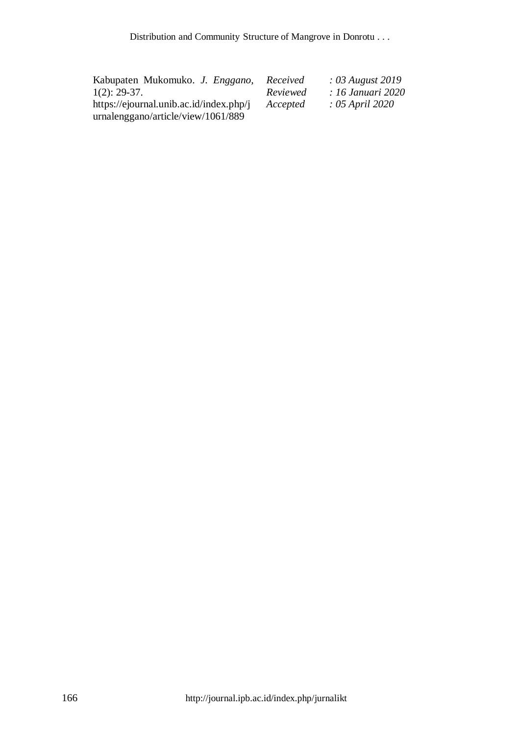Kabupaten Mukomuko. *J. Enggano*, 1(2): 29-37. https://ejournal.unib.ac.id/index.php/jurnalenggano/article/view/1061/889

| | |
|---|---|
| *Received* | *: 03 August 2019* |
| *Reviewed* | *: 16 Januari 2020* |
| *Accepted* | *: 05 April 2020* |